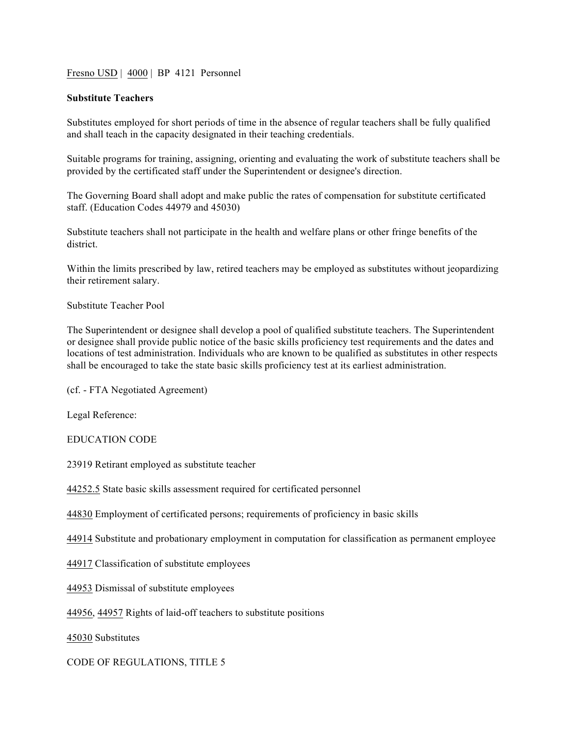Fresno USD | 4000 | BP 4121 Personnel

**Substitute Teachers**

Substitutes employed for short periods of time in the absence of regular teachers shall be fully qualified and shall teach in the capacity designated in their teaching credentials.

Suitable programs for training, assigning, orienting and evaluating the work of substitute teachers shall be provided by the certificated staff under the Superintendent or designee's direction.

The Governing Board shall adopt and make public the rates of compensation for substitute certificated staff. (Education Codes 44979 and 45030)

Substitute teachers shall not participate in the health and welfare plans or other fringe benefits of the district.

Within the limits prescribed by law, retired teachers may be employed as substitutes without jeopardizing their retirement salary.

Substitute Teacher Pool

The Superintendent or designee shall develop a pool of qualified substitute teachers. The Superintendent or designee shall provide public notice of the basic skills proficiency test requirements and the dates and locations of test administration. Individuals who are known to be qualified as substitutes in other respects shall be encouraged to take the state basic skills proficiency test at its earliest administration.

(cf. - FTA Negotiated Agreement)

Legal Reference:

EDUCATION CODE

23919 Retirant employed as substitute teacher

44252.5 State basic skills assessment required for certificated personnel

44830 Employment of certificated persons; requirements of proficiency in basic skills

44914 Substitute and probationary employment in computation for classification as permanent employee

44917 Classification of substitute employees

44953 Dismissal of substitute employees

44956, 44957 Rights of laid-off teachers to substitute positions

45030 Substitutes

CODE OF REGULATIONS, TITLE 5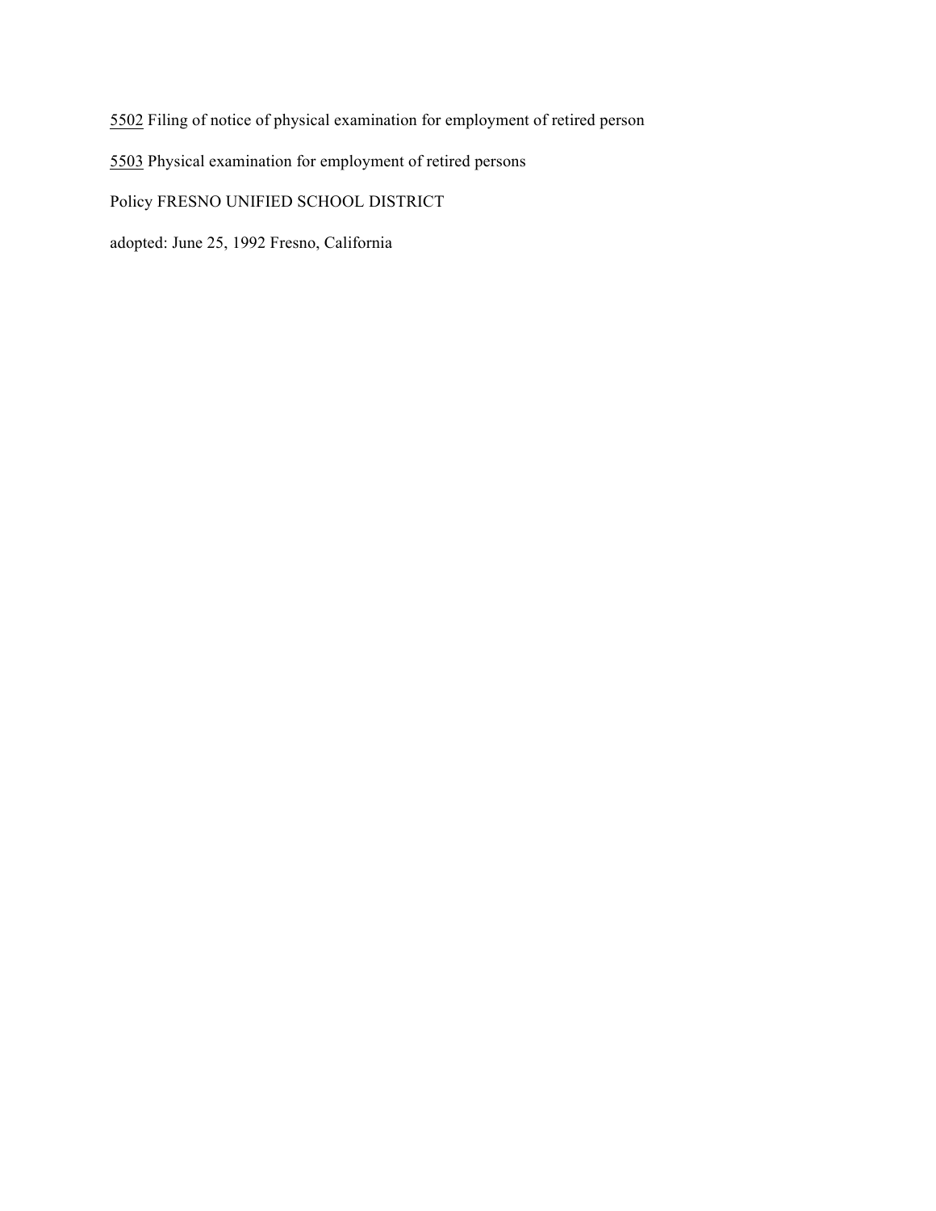5502 Filing of notice of physical examination for employment of retired person

5503 Physical examination for employment of retired persons

Policy FRESNO UNIFIED SCHOOL DISTRICT

adopted: June 25, 1992 Fresno, California